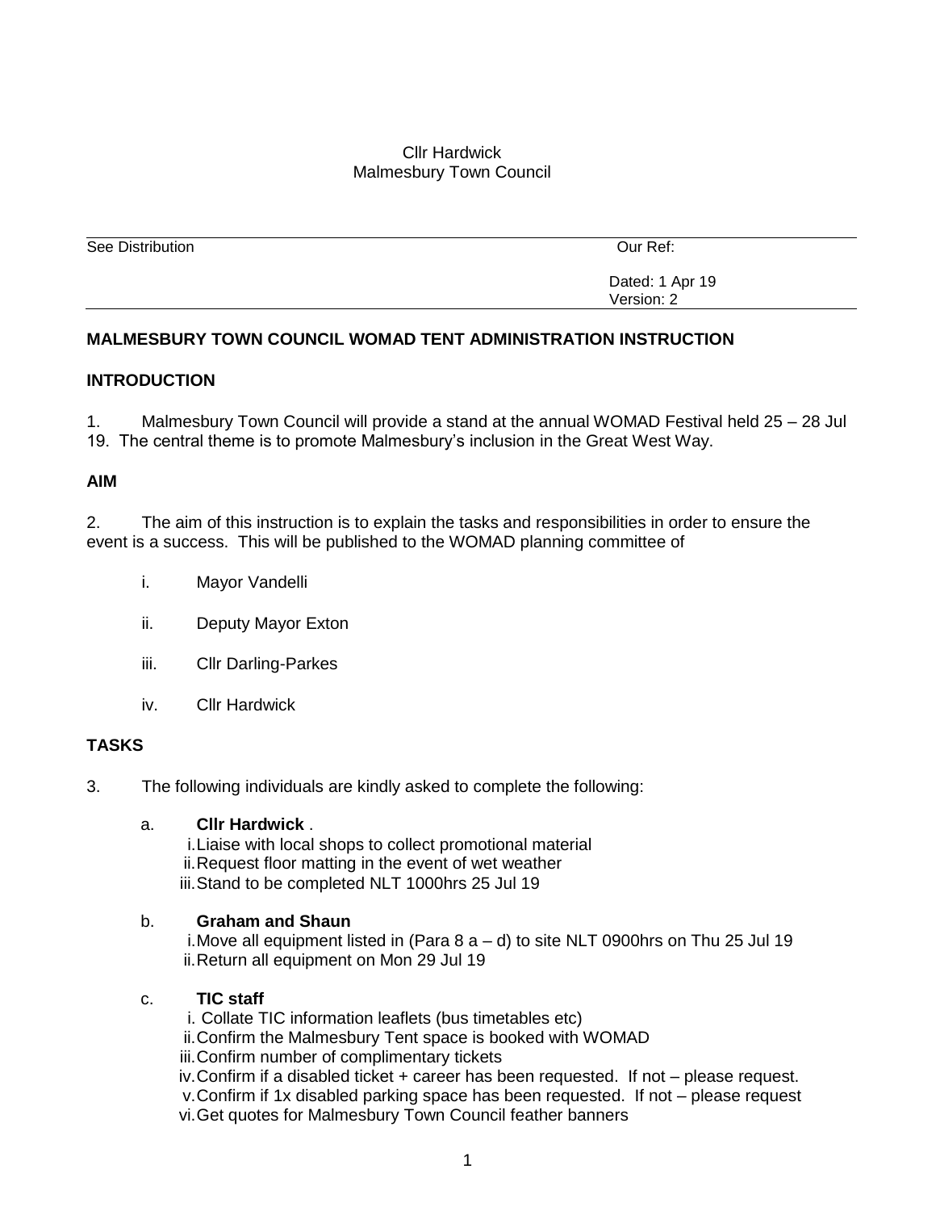Cllr Hardwick
Malmesbury Town Council

See Distribution | Our Ref:

Dated: 1 Apr 19
Version: 2

## MALMESBURY TOWN COUNCIL WOMAD TENT ADMINISTRATION INSTRUCTION

### INTRODUCTION

1. Malmesbury Town Council will provide a stand at the annual WOMAD Festival held 25 – 28 Jul 19. The central theme is to promote Malmesbury's inclusion in the Great West Way.

### AIM

2. The aim of this instruction is to explain the tasks and responsibilities in order to ensure the event is a success. This will be published to the WOMAD planning committee of

i. Mayor Vandelli

ii. Deputy Mayor Exton

iii. Cllr Darling-Parkes

iv. Cllr Hardwick

### TASKS

3. The following individuals are kindly asked to complete the following:

a. **Cllr Hardwick** .
   i. Liaise with local shops to collect promotional material
   ii. Request floor matting in the event of wet weather
   iii. Stand to be completed NLT 1000hrs 25 Jul 19

b. **Graham and Shaun**
   i. Move all equipment listed in (Para 8 a – d) to site NLT 0900hrs on Thu 25 Jul 19
   ii. Return all equipment on Mon 29 Jul 19

c. **TIC staff**
   i. Collate TIC information leaflets (bus timetables etc)
   ii. Confirm the Malmesbury Tent space is booked with WOMAD
   iii. Confirm number of complimentary tickets
   iv. Confirm if a disabled ticket + career has been requested. If not – please request.
   v. Confirm if 1x disabled parking space has been requested. If not – please request
   vi. Get quotes for Malmesbury Town Council feather banners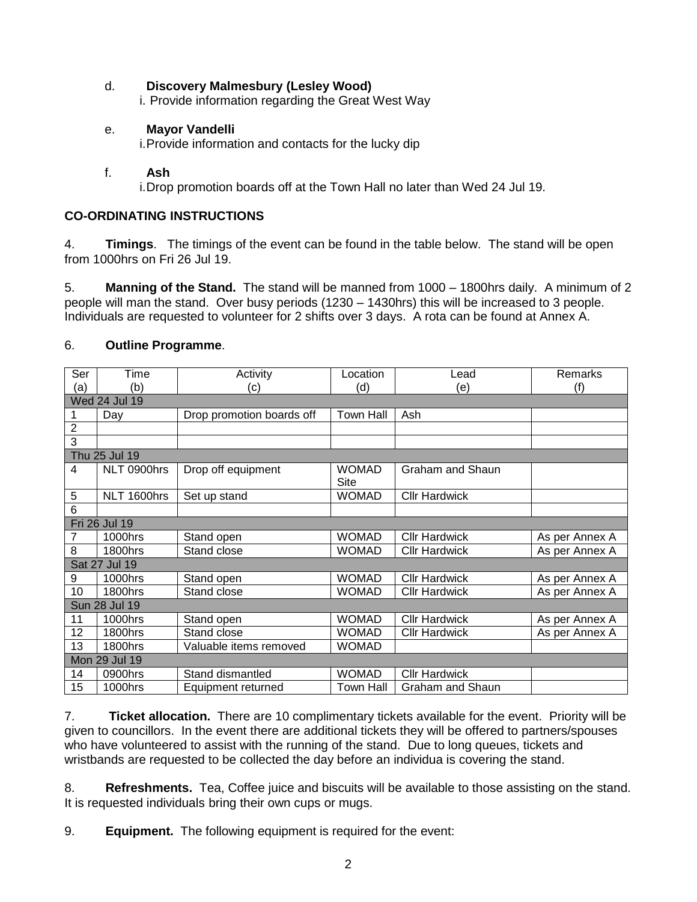d. **Discovery Malmesbury (Lesley Wood)**

i. Provide information regarding the Great West Way

e. **Mayor Vandelli**

i. Provide information and contacts for the lucky dip

f. **Ash**

i. Drop promotion boards off at the Town Hall no later than Wed 24 Jul 19.

**CO-ORDINATING INSTRUCTIONS**

4. **Timings**. The timings of the event can be found in the table below. The stand will be open from 1000hrs on Fri 26 Jul 19.

5. **Manning of the Stand.** The stand will be manned from 1000 – 1800hrs daily. A minimum of 2 people will man the stand. Over busy periods (1230 – 1430hrs) this will be increased to 3 people. Individuals are requested to volunteer for 2 shifts over 3 days. A rota can be found at Annex A.

6. **Outline Programme**.

| Ser (a) | Time (b) | Activity (c) | Location (d) | Lead (e) | Remarks (f) |
|---|---|---|---|---|---|
| Wed 24 Jul 19 | | | | | |
| 1 | Day | Drop promotion boards off | Town Hall | Ash | |
| 2 | | | | | |
| 3 | | | | | |
| Thu 25 Jul 19 | | | | | |
| 4 | NLT 0900hrs | Drop off equipment | WOMAD Site | Graham and Shaun | |
| 5 | NLT 1600hrs | Set up stand | WOMAD | Cllr Hardwick | |
| 6 | | | | | |
| Fri 26 Jul 19 | | | | | |
| 7 | 1000hrs | Stand open | WOMAD | Cllr Hardwick | As per Annex A |
| 8 | 1800hrs | Stand close | WOMAD | Cllr Hardwick | As per Annex A |
| Sat 27 Jul 19 | | | | | |
| 9 | 1000hrs | Stand open | WOMAD | Cllr Hardwick | As per Annex A |
| 10 | 1800hrs | Stand close | WOMAD | Cllr Hardwick | As per Annex A |
| Sun 28 Jul 19 | | | | | |
| 11 | 1000hrs | Stand open | WOMAD | Cllr Hardwick | As per Annex A |
| 12 | 1800hrs | Stand close | WOMAD | Cllr Hardwick | As per Annex A |
| 13 | 1800hrs | Valuable items removed | WOMAD | | |
| Mon 29 Jul 19 | | | | | |
| 14 | 0900hrs | Stand dismantled | WOMAD | Cllr Hardwick | |
| 15 | 1000hrs | Equipment returned | Town Hall | Graham and Shaun | |

7. **Ticket allocation.** There are 10 complimentary tickets available for the event. Priority will be given to councillors. In the event there are additional tickets they will be offered to partners/spouses who have volunteered to assist with the running of the stand. Due to long queues, tickets and wristbands are requested to be collected the day before an individua is covering the stand.

8. **Refreshments.** Tea, Coffee juice and biscuits will be available to those assisting on the stand. It is requested individuals bring their own cups or mugs.

9. **Equipment.** The following equipment is required for the event: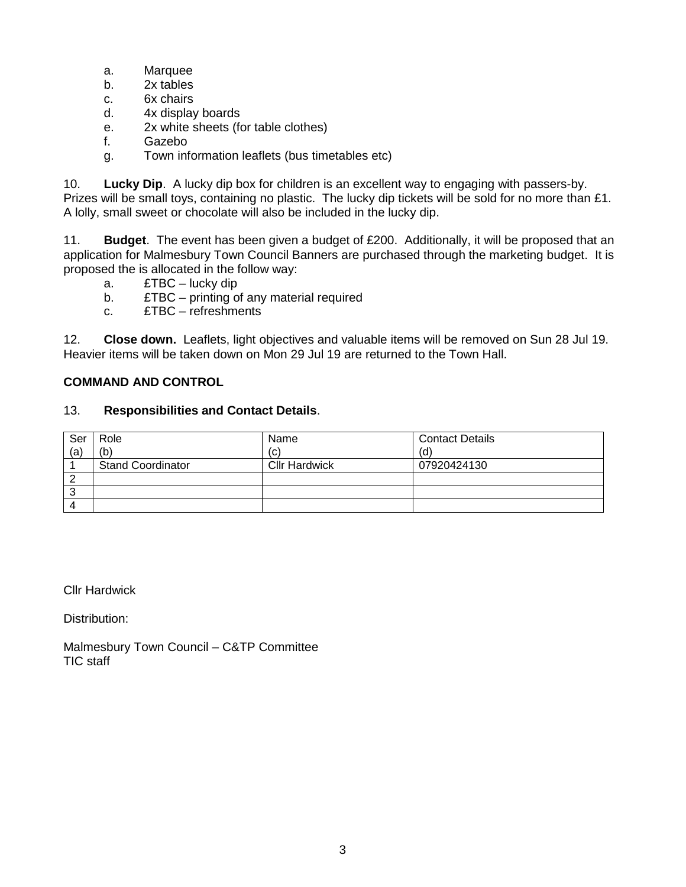a. Marquee
b. 2x tables
c. 6x chairs
d. 4x display boards
e. 2x white sheets (for table clothes)
f. Gazebo
g. Town information leaflets (bus timetables etc)

10. **Lucky Dip**. A lucky dip box for children is an excellent way to engaging with passers-by. Prizes will be small toys, containing no plastic. The lucky dip tickets will be sold for no more than £1. A lolly, small sweet or chocolate will also be included in the lucky dip.

11. **Budget**. The event has been given a budget of £200. Additionally, it will be proposed that an application for Malmesbury Town Council Banners are purchased through the marketing budget. It is proposed the is allocated in the follow way:

a. £TBC – lucky dip
b. £TBC – printing of any material required
c. £TBC – refreshments

12. **Close down.** Leaflets, light objectives and valuable items will be removed on Sun 28 Jul 19. Heavier items will be taken down on Mon 29 Jul 19 are returned to the Town Hall.

**COMMAND AND CONTROL**

13. **Responsibilities and Contact Details**.

| Ser (a) | Role (b) | Name (c) | Contact Details (d) |
|---|---|---|---|
| 1 | Stand Coordinator | Cllr Hardwick | 07920424130 |
| 2 | | | |
| 3 | | | |
| 4 | | | |

Cllr Hardwick

Distribution:

Malmesbury Town Council – C&TP Committee
TIC staff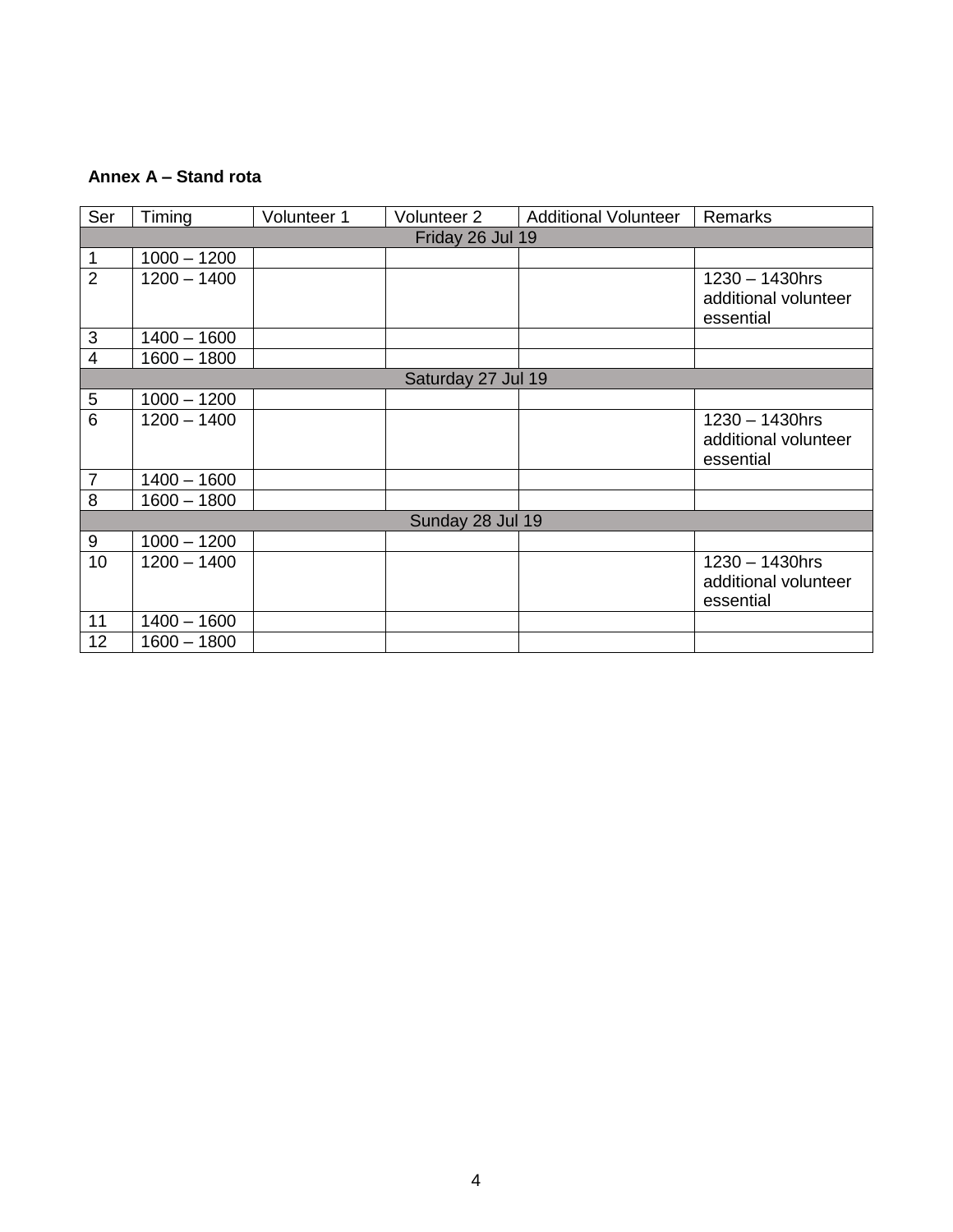**Annex A – Stand rota**

| Ser | Timing | Volunteer 1 | Volunteer 2 | Additional Volunteer | Remarks |
|---|---|---|---|---|---|
| Friday 26 Jul 19 | | | | | |
| 1 | 1000 – 1200 | | | | |
| 2 | 1200 – 1400 | | | | 1230 – 1430hrs additional volunteer essential |
| 3 | 1400 – 1600 | | | | |
| 4 | 1600 – 1800 | | | | |
| Saturday 27 Jul 19 | | | | | |
| 5 | 1000 – 1200 | | | | |
| 6 | 1200 – 1400 | | | | 1230 – 1430hrs additional volunteer essential |
| 7 | 1400 – 1600 | | | | |
| 8 | 1600 – 1800 | | | | |
| Sunday 28 Jul 19 | | | | | |
| 9 | 1000 – 1200 | | | | |
| 10 | 1200 – 1400 | | | | 1230 – 1430hrs additional volunteer essential |
| 11 | 1400 – 1600 | | | | |
| 12 | 1600 – 1800 | | | | |